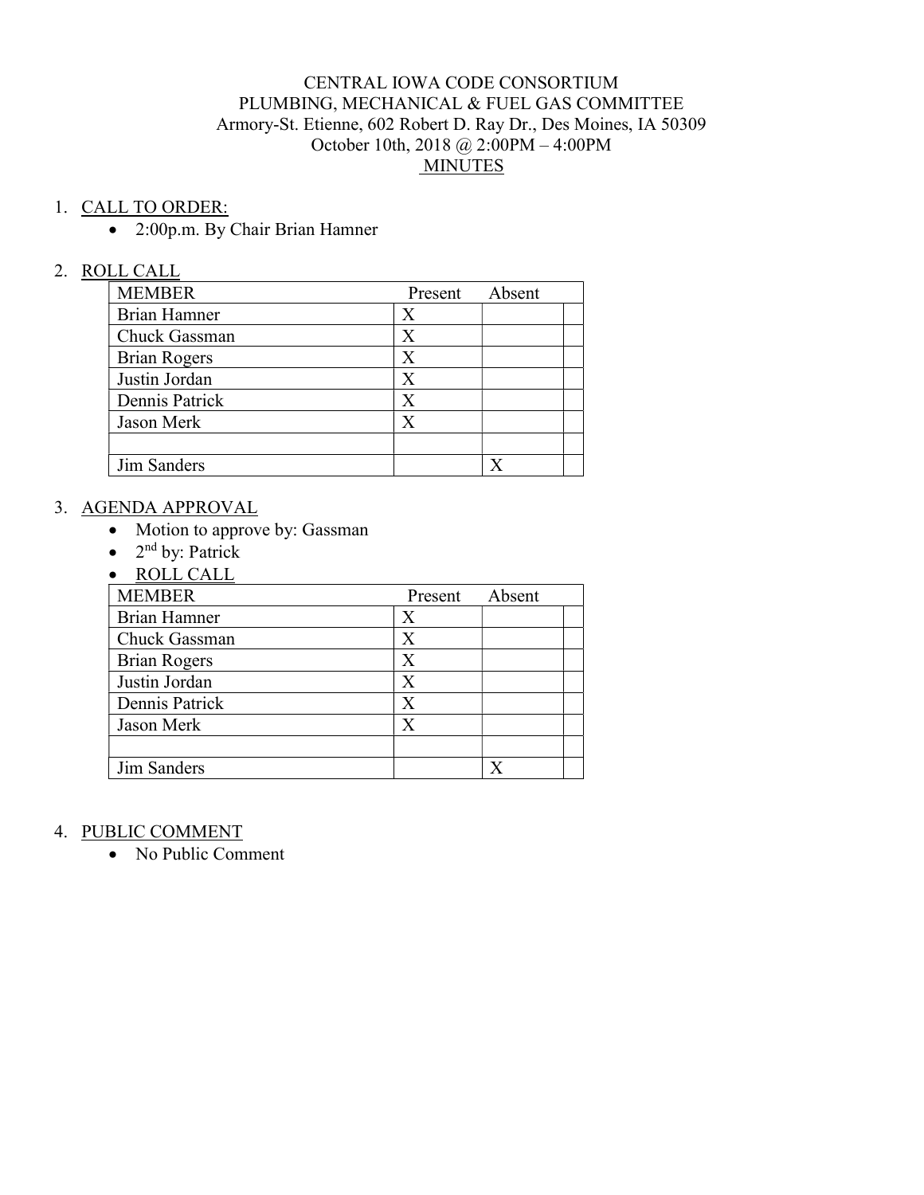CENTRAL IOWA CODE CONSORTIUM
PLUMBING, MECHANICAL & FUEL GAS COMMITTEE
Armory-St. Etienne, 602 Robert D. Ray Dr., Des Moines, IA 50309
October 10th, 2018 @ 2:00PM – 4:00PM
MINUTES

1. CALL TO ORDER:
   - 2:00p.m. By Chair Brian Hamner

2. ROLL CALL

| MEMBER | Present | Absent | |
|---|---|---|---|
| Brian Hamner | X | | |
| Chuck Gassman | X | | |
| Brian Rogers | X | | |
| Justin Jordan | X | | |
| Dennis Patrick | X | | |
| Jason Merk | X | | |
| | | | |
| Jim Sanders | | X | |

3. AGENDA APPROVAL
   - Motion to approve by: Gassman
   - 2nd by: Patrick
   - ROLL CALL

| MEMBER | Present | Absent | |
|---|---|---|---|
| Brian Hamner | X | | |
| Chuck Gassman | X | | |
| Brian Rogers | X | | |
| Justin Jordan | X | | |
| Dennis Patrick | X | | |
| Jason Merk | X | | |
| | | | |
| Jim Sanders | | X | |

4. PUBLIC COMMENT
   - No Public Comment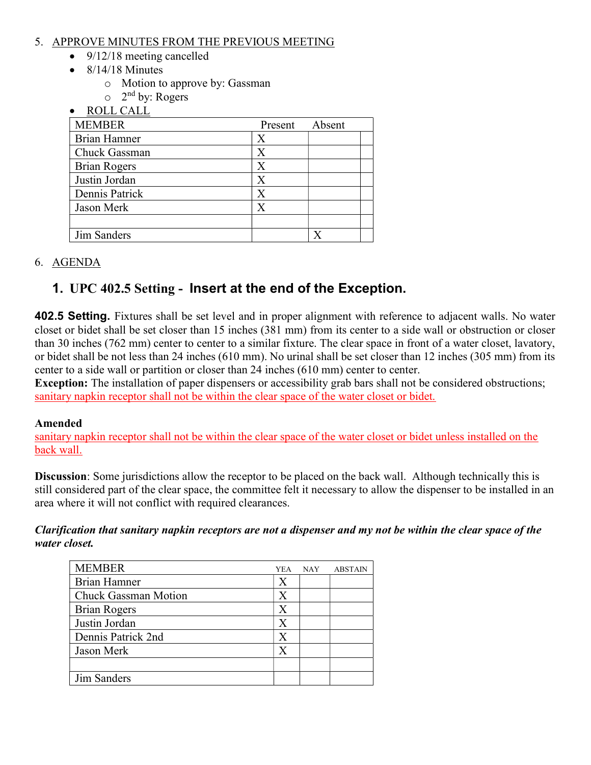5. APPROVE MINUTES FROM THE PREVIOUS MEETING
   - 9/12/18 meeting cancelled
   - 8/14/18 Minutes
     - Motion to approve by: Gassman
     - 2nd by: Rogers
   - ROLL CALL

| MEMBER | Present | Absent | |
|---|---|---|---|
| Brian Hamner | X | | |
| Chuck Gassman | X | | |
| Brian Rogers | X | | |
| Justin Jordan | X | | |
| Dennis Patrick | X | | |
| Jason Merk | X | | |
| | | | |
| Jim Sanders | | X | |

6. AGENDA

## 1. UPC 402.5 Setting - Insert at the end of the Exception.

**402.5 Setting.** Fixtures shall be set level and in proper alignment with reference to adjacent walls. No water closet or bidet shall be set closer than 15 inches (381 mm) from its center to a side wall or obstruction or closer than 30 inches (762 mm) center to center to a similar fixture. The clear space in front of a water closet, lavatory, or bidet shall be not less than 24 inches (610 mm). No urinal shall be set closer than 12 inches (305 mm) from its center to a side wall or partition or closer than 24 inches (610 mm) center to center.
**Exception:** The installation of paper dispensers or accessibility grab bars shall not be considered obstructions; sanitary napkin receptor shall not be within the clear space of the water closet or bidet.

**Amended**
sanitary napkin receptor shall not be within the clear space of the water closet or bidet unless installed on the back wall.

**Discussion**: Some jurisdictions allow the receptor to be placed on the back wall. Although technically this is still considered part of the clear space, the committee felt it necessary to allow the dispenser to be installed in an area where it will not conflict with required clearances.

***Clarification that sanitary napkin receptors are not a dispenser and my not be within the clear space of the water closet.***

| MEMBER | YEA | NAY | ABSTAIN |
|---|---|---|---|
| Brian Hamner | X | | |
| Chuck Gassman Motion | X | | |
| Brian Rogers | X | | |
| Justin Jordan | X | | |
| Dennis Patrick 2nd | X | | |
| Jason Merk | X | | |
| | | | |
| Jim Sanders | | | |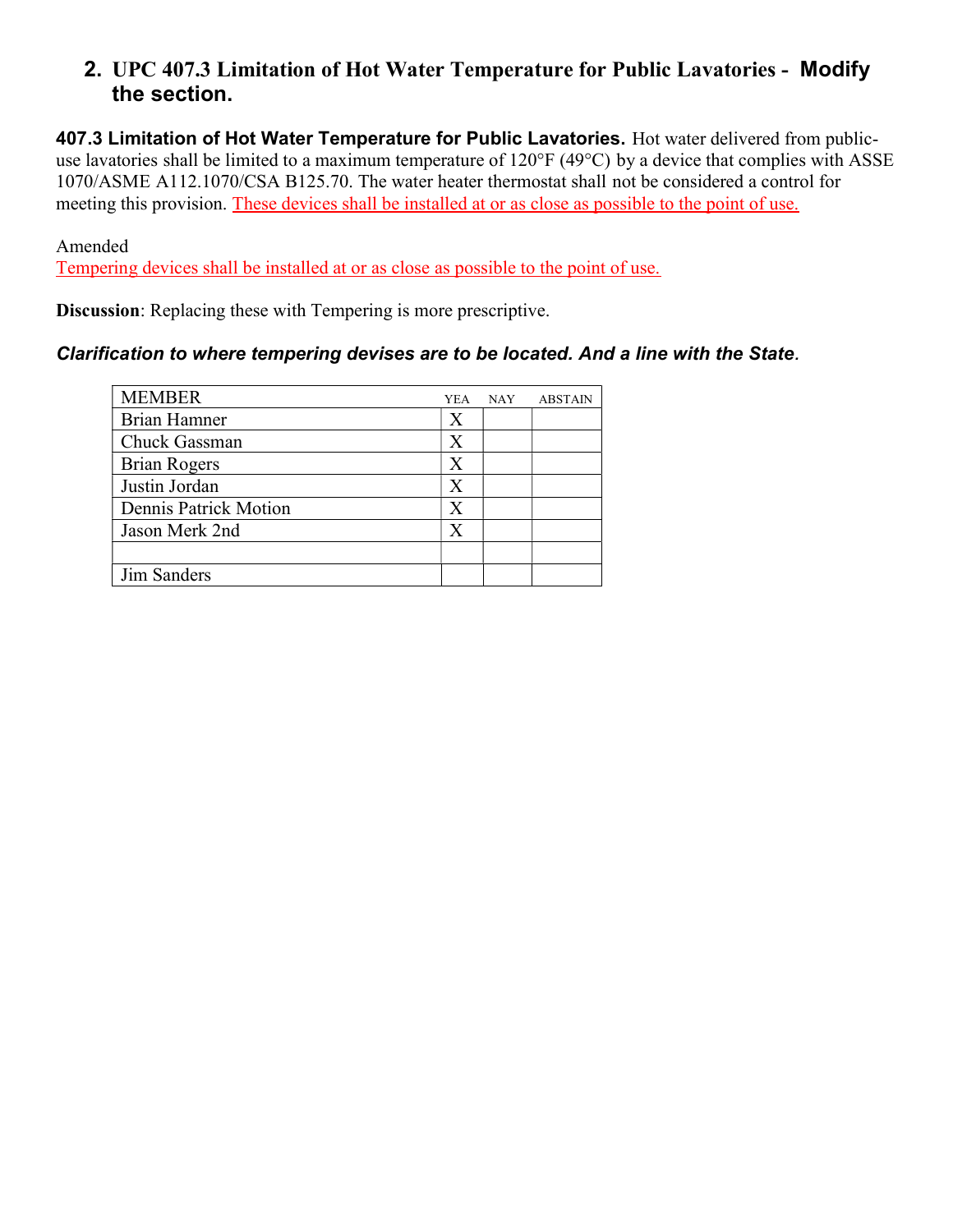## 2. UPC 407.3 Limitation of Hot Water Temperature for Public Lavatories - Modify the section.

**407.3 Limitation of Hot Water Temperature for Public Lavatories.** Hot water delivered from public-use lavatories shall be limited to a maximum temperature of 120°F (49°C) by a device that complies with ASSE 1070/ASME A112.1070/CSA B125.70. The water heater thermostat shall not be considered a control for meeting this provision. <u>These devices shall be installed at or as close as possible to the point of use.</u>

Amended

<u>Tempering devices shall be installed at or as close as possible to the point of use.</u>

**Discussion**: Replacing these with Tempering is more prescriptive.

***Clarification to where tempering devises are to be located. And a line with the State.***

| MEMBER | YEA | NAY | ABSTAIN |
|---|---|---|---|
| Brian Hamner | X | | |
| Chuck Gassman | X | | |
| Brian Rogers | X | | |
| Justin Jordan | X | | |
| Dennis Patrick Motion | X | | |
| Jason Merk 2nd | X | | |
| | | | |
| Jim Sanders | | | |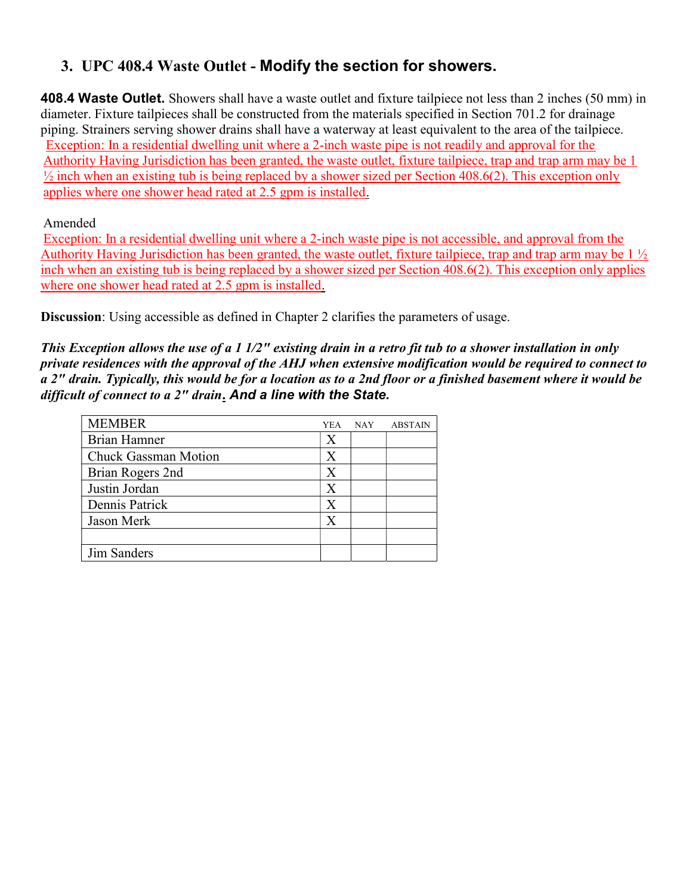## 3. UPC 408.4 Waste Outlet - Modify the section for showers.

**408.4 Waste Outlet.** Showers shall have a waste outlet and fixture tailpiece not less than 2 inches (50 mm) in diameter. Fixture tailpieces shall be constructed from the materials specified in Section 701.2 for drainage piping. Strainers serving shower drains shall have a waterway at least equivalent to the area of the tailpiece. Exception: In a residential dwelling unit where a 2-inch waste pipe is not readily and approval for the Authority Having Jurisdiction has been granted, the waste outlet, fixture tailpiece, trap and trap arm may be 1 ½ inch when an existing tub is being replaced by a shower sized per Section 408.6(2). This exception only applies where one shower head rated at 2.5 gpm is installed.

Amended

Exception: In a residential dwelling unit where a 2-inch waste pipe is not accessible, and approval from the Authority Having Jurisdiction has been granted, the waste outlet, fixture tailpiece, trap and trap arm may be 1 ½ inch when an existing tub is being replaced by a shower sized per Section 408.6(2). This exception only applies where one shower head rated at 2.5 gpm is installed.

**Discussion**: Using accessible as defined in Chapter 2 clarifies the parameters of usage.

***This Exception allows the use of a 1 1/2" existing drain in a retro fit tub to a shower installation in only private residences with the approval of the AHJ when extensive modification would be required to connect to a 2" drain. Typically, this would be for a location as to a 2nd floor or a finished basement where it would be difficult of connect to a 2" drain. And a line with the State.***

| MEMBER | YEA | NAY | ABSTAIN |
|---|---|---|---|
| Brian Hamner | X | | |
| Chuck Gassman Motion | X | | |
| Brian Rogers 2nd | X | | |
| Justin Jordan | X | | |
| Dennis Patrick | X | | |
| Jason Merk | X | | |
| | | | |
| Jim Sanders | | | |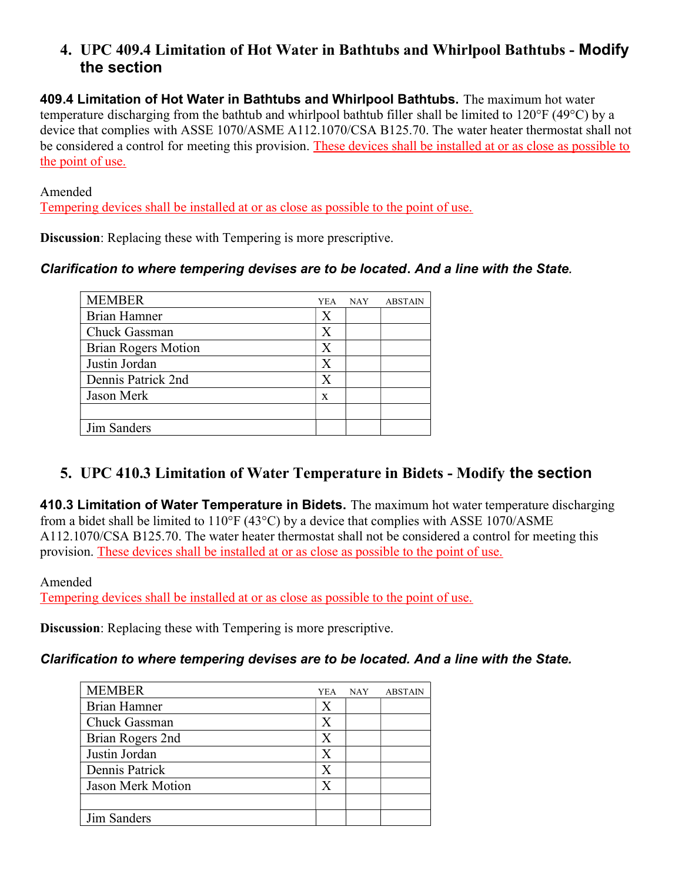## 4. UPC 409.4 Limitation of Hot Water in Bathtubs and Whirlpool Bathtubs - Modify the section

**409.4 Limitation of Hot Water in Bathtubs and Whirlpool Bathtubs.** The maximum hot water temperature discharging from the bathtub and whirlpool bathtub filler shall be limited to 120°F (49°C) by a device that complies with ASSE 1070/ASME A112.1070/CSA B125.70. The water heater thermostat shall not be considered a control for meeting this provision. These devices shall be installed at or as close as possible to the point of use.

Amended
Tempering devices shall be installed at or as close as possible to the point of use.

**Discussion**: Replacing these with Tempering is more prescriptive.

***Clarification to where tempering devises are to be located. And a line with the State.***

| MEMBER | YEA | NAY | ABSTAIN |
|---|---|---|---|
| Brian Hamner | X | | |
| Chuck Gassman | X | | |
| Brian Rogers Motion | X | | |
| Justin Jordan | X | | |
| Dennis Patrick 2nd | X | | |
| Jason Merk | x | | |
| | | | |
| Jim Sanders | | | |

## 5. UPC 410.3 Limitation of Water Temperature in Bidets - Modify the section

**410.3 Limitation of Water Temperature in Bidets.** The maximum hot water temperature discharging from a bidet shall be limited to 110°F (43°C) by a device that complies with ASSE 1070/ASME A112.1070/CSA B125.70. The water heater thermostat shall not be considered a control for meeting this provision. These devices shall be installed at or as close as possible to the point of use.

Amended
Tempering devices shall be installed at or as close as possible to the point of use.

**Discussion**: Replacing these with Tempering is more prescriptive.

***Clarification to where tempering devises are to be located. And a line with the State.***

| MEMBER | YEA | NAY | ABSTAIN |
|---|---|---|---|
| Brian Hamner | X | | |
| Chuck Gassman | X | | |
| Brian Rogers 2nd | X | | |
| Justin Jordan | X | | |
| Dennis Patrick | X | | |
| Jason Merk Motion | X | | |
| | | | |
| Jim Sanders | | | |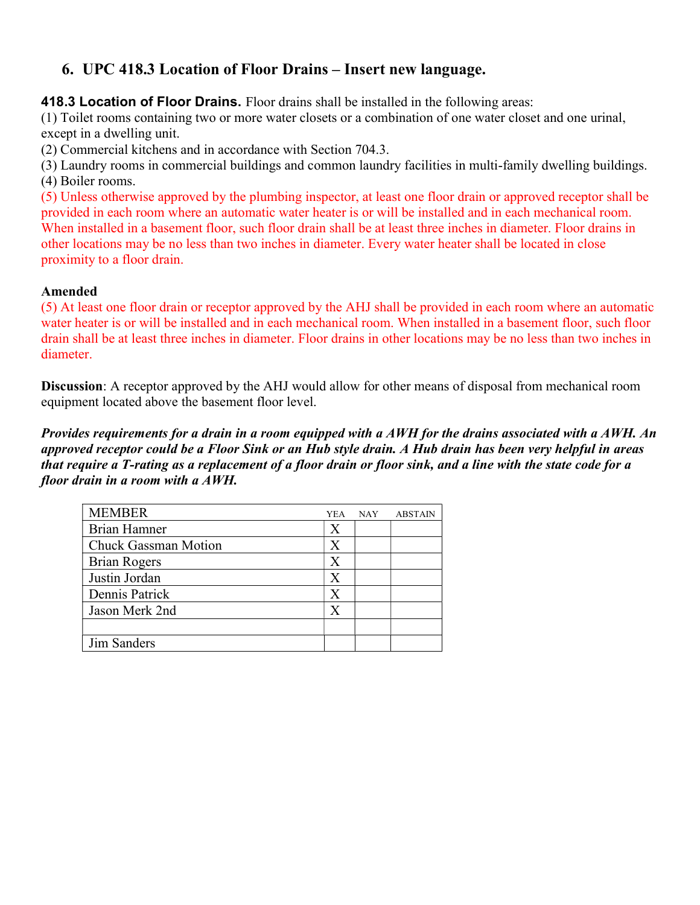## 6. UPC 418.3 Location of Floor Drains – Insert new language.

**418.3 Location of Floor Drains.** Floor drains shall be installed in the following areas:
(1) Toilet rooms containing two or more water closets or a combination of one water closet and one urinal, except in a dwelling unit.
(2) Commercial kitchens and in accordance with Section 704.3.
(3) Laundry rooms in commercial buildings and common laundry facilities in multi-family dwelling buildings.
(4) Boiler rooms.
(5) Unless otherwise approved by the plumbing inspector, at least one floor drain or approved receptor shall be provided in each room where an automatic water heater is or will be installed and in each mechanical room. When installed in a basement floor, such floor drain shall be at least three inches in diameter. Floor drains in other locations may be no less than two inches in diameter. Every water heater shall be located in close proximity to a floor drain.

**Amended**
(5) At least one floor drain or receptor approved by the AHJ shall be provided in each room where an automatic water heater is or will be installed and in each mechanical room. When installed in a basement floor, such floor drain shall be at least three inches in diameter. Floor drains in other locations may be no less than two inches in diameter.

**Discussion**: A receptor approved by the AHJ would allow for other means of disposal from mechanical room equipment located above the basement floor level.

***Provides requirements for a drain in a room equipped with a AWH for the drains associated with a AWH. An approved receptor could be a Floor Sink or an Hub style drain. A Hub drain has been very helpful in areas that require a T-rating as a replacement of a floor drain or floor sink, and a line with the state code for a floor drain in a room with a AWH.***

| MEMBER | YEA | NAY | ABSTAIN |
|---|---|---|---|
| Brian Hamner | X | | |
| Chuck Gassman Motion | X | | |
| Brian Rogers | X | | |
| Justin Jordan | X | | |
| Dennis Patrick | X | | |
| Jason Merk 2nd | X | | |
| | | | |
| Jim Sanders | | | |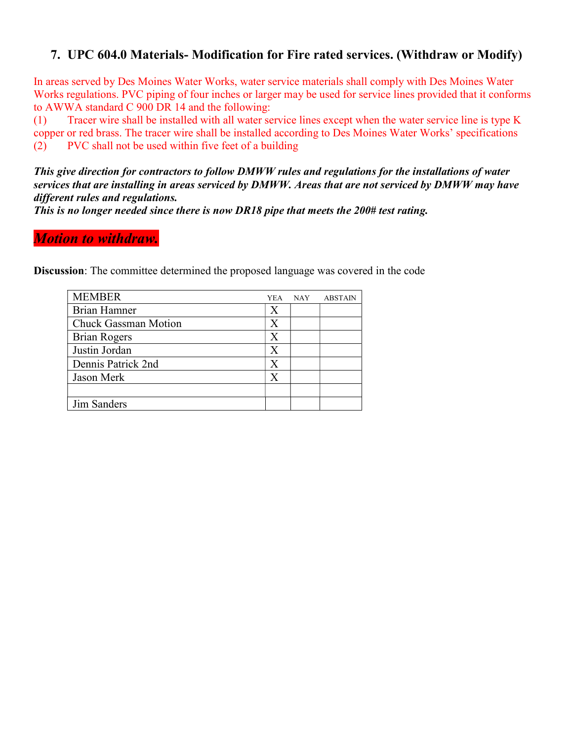## 7. UPC 604.0 Materials- Modification for Fire rated services. (Withdraw or Modify)

In areas served by Des Moines Water Works, water service materials shall comply with Des Moines Water Works regulations. PVC piping of four inches or larger may be used for service lines provided that it conforms to AWWA standard C 900 DR 14 and the following:

(1) Tracer wire shall be installed with all water service lines except when the water service line is type K copper or red brass. The tracer wire shall be installed according to Des Moines Water Works' specifications

(2) PVC shall not be used within five feet of a building

***This give direction for contractors to follow DMWW rules and regulations for the installations of water services that are installing in areas serviced by DMWW. Areas that are not serviced by DMWW may have different rules and regulations.***
***This is no longer needed since there is now DR18 pipe that meets the 200# test rating.***

***Motion to withdraw.***

**Discussion**: The committee determined the proposed language was covered in the code

| MEMBER | YEA | NAY | ABSTAIN |
|---|---|---|---|
| Brian Hamner | X | | |
| Chuck Gassman Motion | X | | |
| Brian Rogers | X | | |
| Justin Jordan | X | | |
| Dennis Patrick 2nd | X | | |
| Jason Merk | X | | |
| | | | |
| Jim Sanders | | | |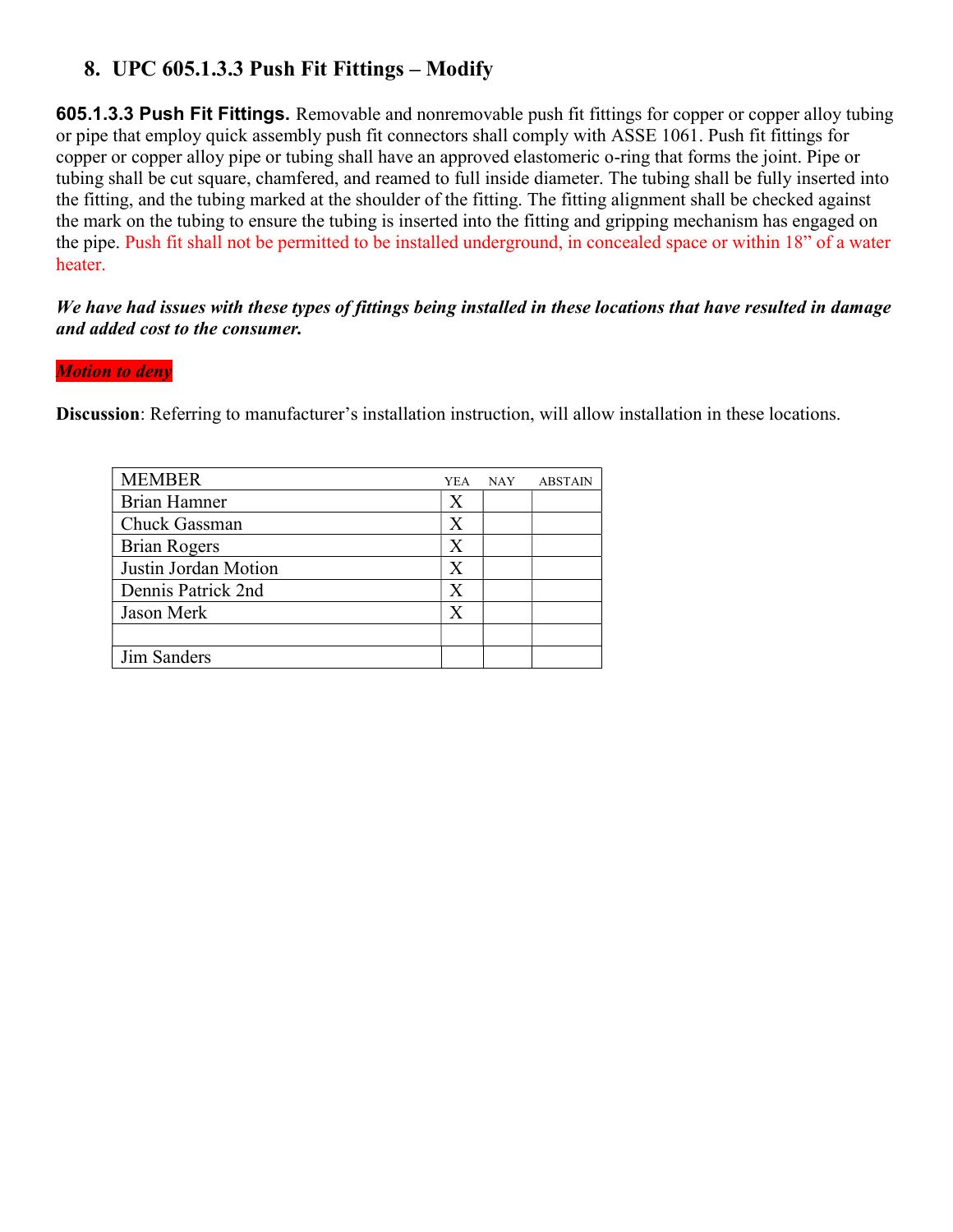## 8. UPC 605.1.3.3 Push Fit Fittings – Modify

**605.1.3.3 Push Fit Fittings.** Removable and nonremovable push fit fittings for copper or copper alloy tubing or pipe that employ quick assembly push fit connectors shall comply with ASSE 1061. Push fit fittings for copper or copper alloy pipe or tubing shall have an approved elastomeric o-ring that forms the joint. Pipe or tubing shall be cut square, chamfered, and reamed to full inside diameter. The tubing shall be fully inserted into the fitting, and the tubing marked at the shoulder of the fitting. The fitting alignment shall be checked against the mark on the tubing to ensure the tubing is inserted into the fitting and gripping mechanism has engaged on the pipe. Push fit shall not be permitted to be installed underground, in concealed space or within 18" of a water heater.

***We have had issues with these types of fittings being installed in these locations that have resulted in damage and added cost to the consumer.***

***Motion to deny***

**Discussion**: Referring to manufacturer's installation instruction, will allow installation in these locations.

| MEMBER | YEA | NAY | ABSTAIN |
|---|---|---|---|
| Brian Hamner | X | | |
| Chuck Gassman | X | | |
| Brian Rogers | X | | |
| Justin Jordan Motion | X | | |
| Dennis Patrick 2nd | X | | |
| Jason Merk | X | | |
| | | | |
| Jim Sanders | | | |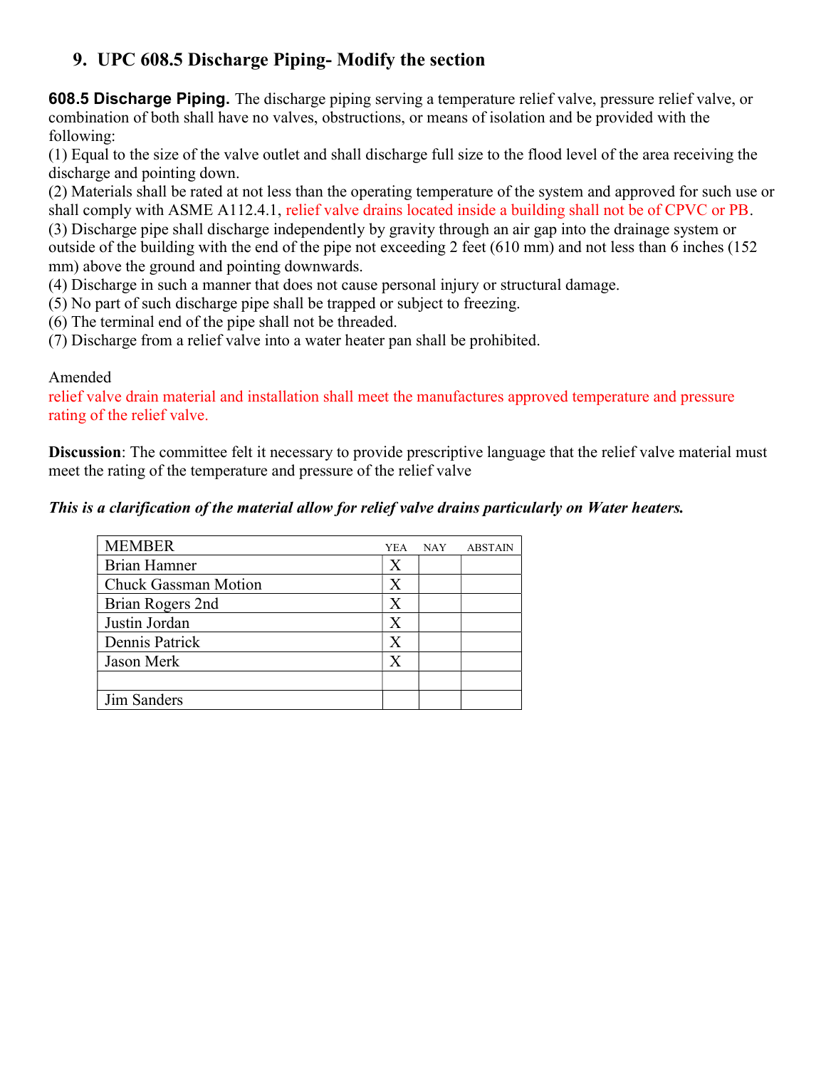## 9. UPC 608.5 Discharge Piping- Modify the section

**608.5 Discharge Piping.** The discharge piping serving a temperature relief valve, pressure relief valve, or combination of both shall have no valves, obstructions, or means of isolation and be provided with the following:

(1) Equal to the size of the valve outlet and shall discharge full size to the flood level of the area receiving the discharge and pointing down.

(2) Materials shall be rated at not less than the operating temperature of the system and approved for such use or shall comply with ASME A112.4.1, relief valve drains located inside a building shall not be of CPVC or PB.

(3) Discharge pipe shall discharge independently by gravity through an air gap into the drainage system or outside of the building with the end of the pipe not exceeding 2 feet (610 mm) and not less than 6 inches (152 mm) above the ground and pointing downwards.

(4) Discharge in such a manner that does not cause personal injury or structural damage.

(5) No part of such discharge pipe shall be trapped or subject to freezing.

(6) The terminal end of the pipe shall not be threaded.

(7) Discharge from a relief valve into a water heater pan shall be prohibited.

Amended

relief valve drain material and installation shall meet the manufactures approved temperature and pressure rating of the relief valve.

**Discussion**: The committee felt it necessary to provide prescriptive language that the relief valve material must meet the rating of the temperature and pressure of the relief valve

***This is a clarification of the material allow for relief valve drains particularly on Water heaters.***

| MEMBER | YEA | NAY | ABSTAIN |
|---|---|---|---|
| Brian Hamner | X | | |
| Chuck Gassman Motion | X | | |
| Brian Rogers 2nd | X | | |
| Justin Jordan | X | | |
| Dennis Patrick | X | | |
| Jason Merk | X | | |
| | | | |
| Jim Sanders | | | |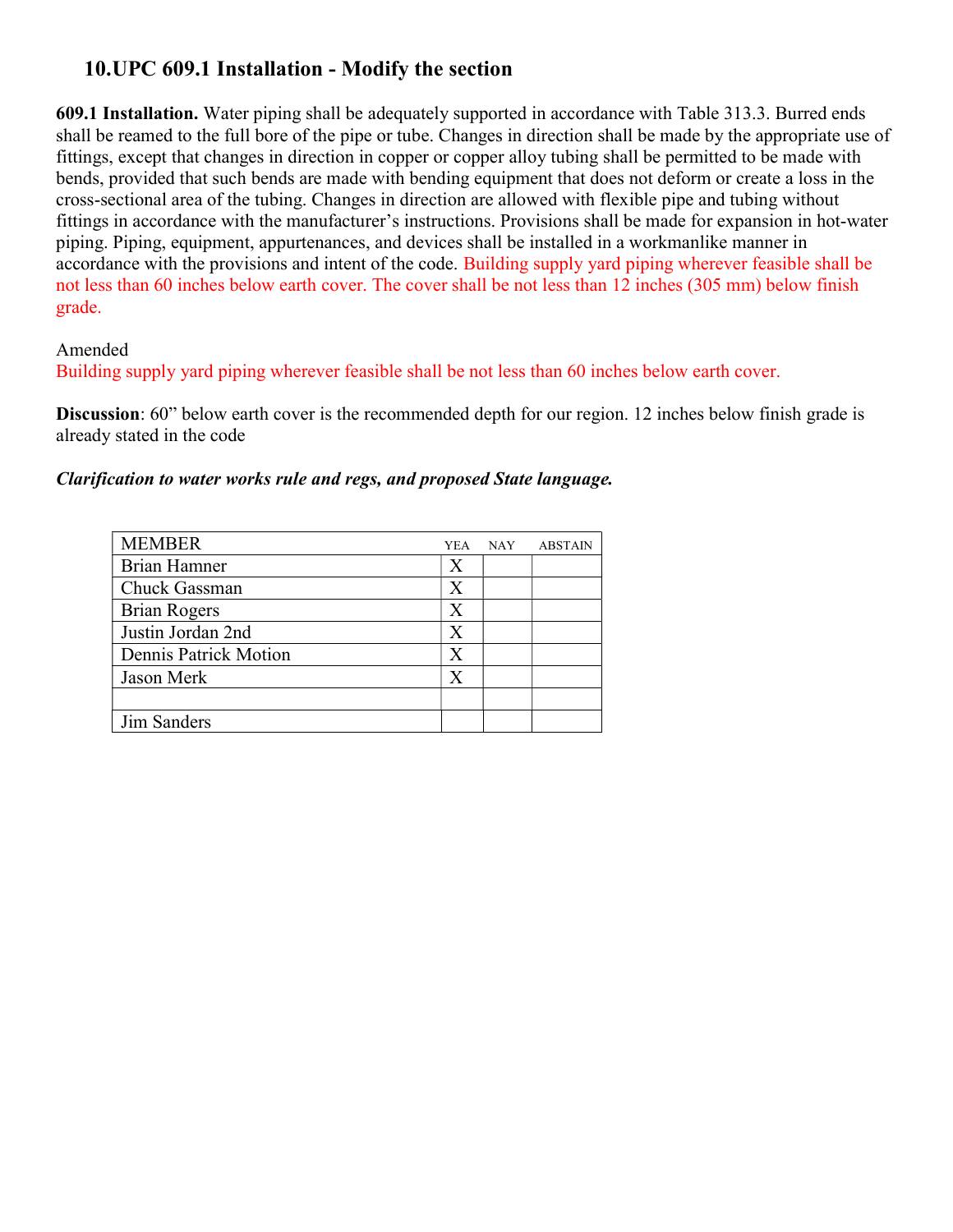## 10.UPC 609.1 Installation - Modify the section

**609.1 Installation.** Water piping shall be adequately supported in accordance with Table 313.3. Burred ends shall be reamed to the full bore of the pipe or tube. Changes in direction shall be made by the appropriate use of fittings, except that changes in direction in copper or copper alloy tubing shall be permitted to be made with bends, provided that such bends are made with bending equipment that does not deform or create a loss in the cross-sectional area of the tubing. Changes in direction are allowed with flexible pipe and tubing without fittings in accordance with the manufacturer's instructions. Provisions shall be made for expansion in hot-water piping. Piping, equipment, appurtenances, and devices shall be installed in a workmanlike manner in accordance with the provisions and intent of the code. Building supply yard piping wherever feasible shall be not less than 60 inches below earth cover. The cover shall be not less than 12 inches (305 mm) below finish grade.

Amended
Building supply yard piping wherever feasible shall be not less than 60 inches below earth cover.

**Discussion**: 60" below earth cover is the recommended depth for our region. 12 inches below finish grade is already stated in the code

***Clarification to water works rule and regs, and proposed State language.***

| MEMBER | YEA | NAY | ABSTAIN |
|---|---|---|---|
| Brian Hamner | X | | |
| Chuck Gassman | X | | |
| Brian Rogers | X | | |
| Justin Jordan 2nd | X | | |
| Dennis Patrick Motion | X | | |
| Jason Merk | X | | |
| | | | |
| Jim Sanders | | | |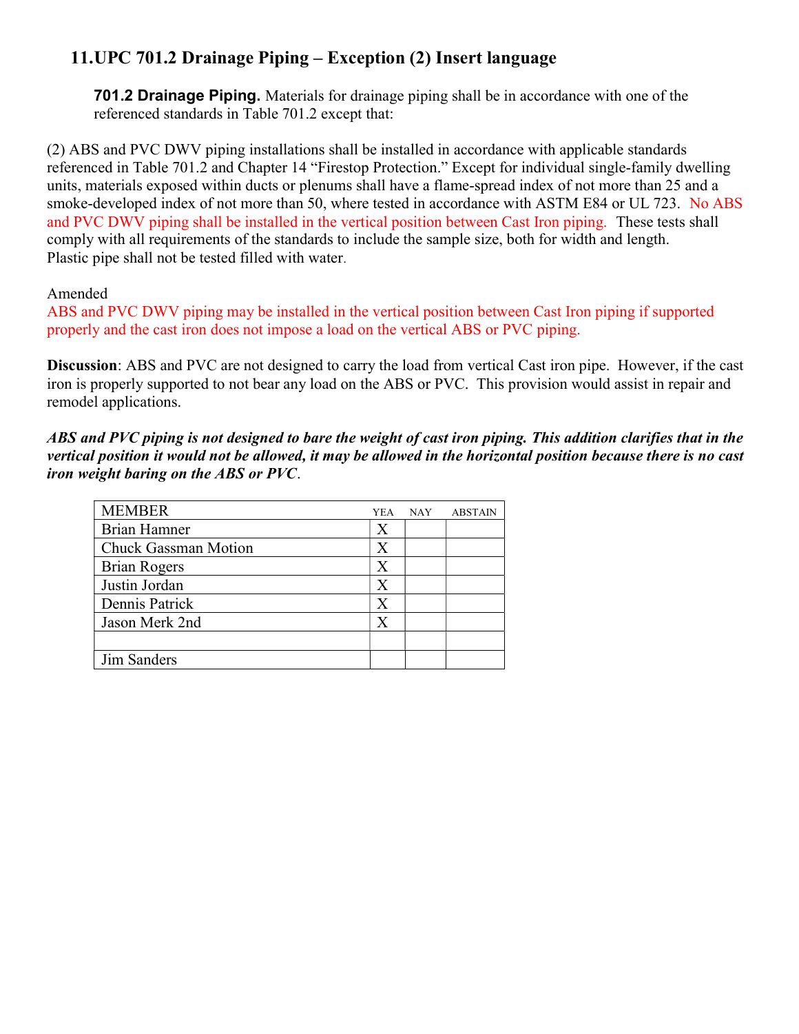## 11. UPC 701.2 Drainage Piping – Exception (2) Insert language

**701.2 Drainage Piping.** Materials for drainage piping shall be in accordance with one of the referenced standards in Table 701.2 except that:

(2) ABS and PVC DWV piping installations shall be installed in accordance with applicable standards referenced in Table 701.2 and Chapter 14 "Firestop Protection." Except for individual single-family dwelling units, materials exposed within ducts or plenums shall have a flame-spread index of not more than 25 and a smoke-developed index of not more than 50, where tested in accordance with ASTM E84 or UL 723. No ABS and PVC DWV piping shall be installed in the vertical position between Cast Iron piping. These tests shall comply with all requirements of the standards to include the sample size, both for width and length. Plastic pipe shall not be tested filled with water.

Amended
ABS and PVC DWV piping may be installed in the vertical position between Cast Iron piping if supported properly and the cast iron does not impose a load on the vertical ABS or PVC piping.

**Discussion**: ABS and PVC are not designed to carry the load from vertical Cast iron pipe. However, if the cast iron is properly supported to not bear any load on the ABS or PVC. This provision would assist in repair and remodel applications.

***ABS and PVC piping is not designed to bare the weight of cast iron piping. This addition clarifies that in the vertical position it would not be allowed, it may be allowed in the horizontal position because there is no cast iron weight baring on the ABS or PVC***.

| MEMBER | YEA | NAY | ABSTAIN |
|---|---|---|---|
| Brian Hamner | X | | |
| Chuck Gassman Motion | X | | |
| Brian Rogers | X | | |
| Justin Jordan | X | | |
| Dennis Patrick | X | | |
| Jason Merk 2nd | X | | |
| | | | |
| Jim Sanders | | | |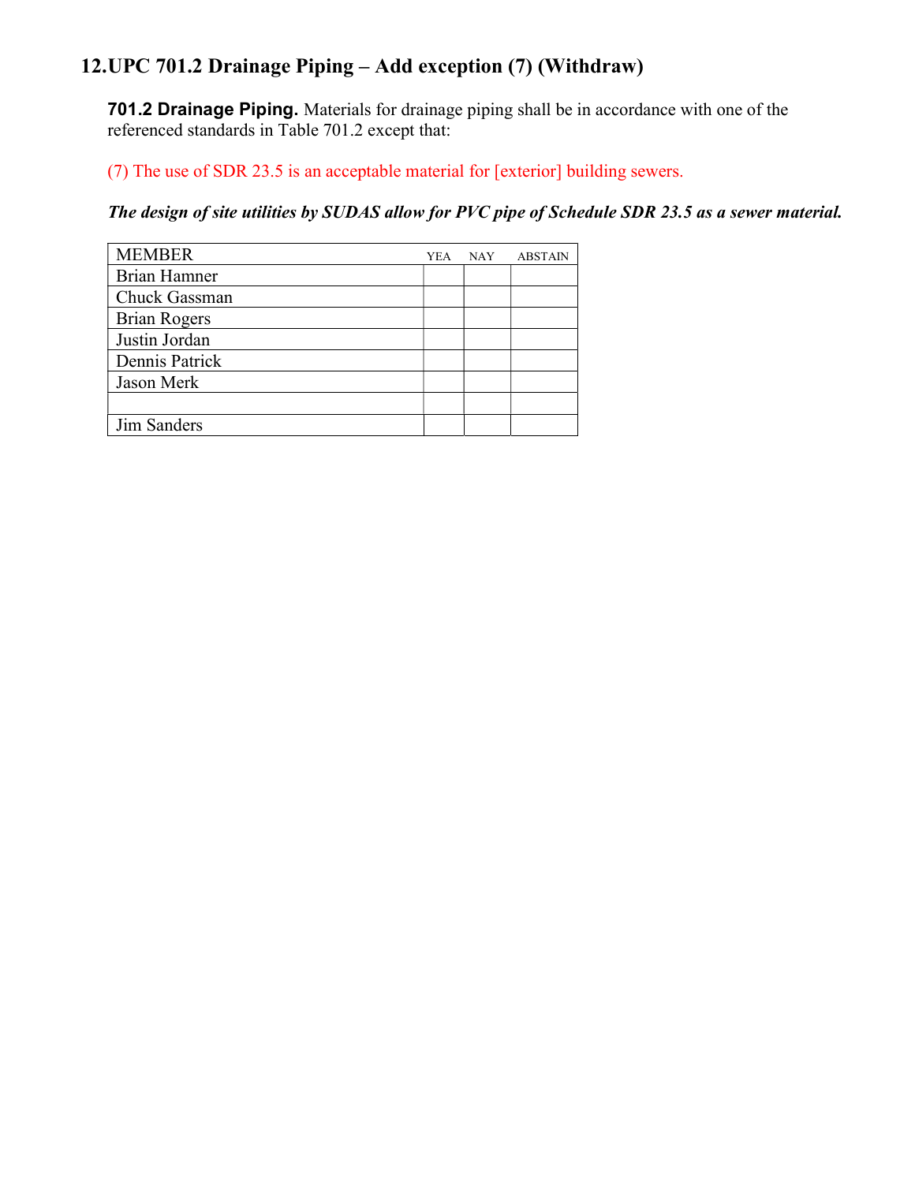## 12. UPC 701.2 Drainage Piping – Add exception (7) (Withdraw)

**701.2 Drainage Piping.** Materials for drainage piping shall be in accordance with one of the referenced standards in Table 701.2 except that:

(7) The use of SDR 23.5 is an acceptable material for [exterior] building sewers.

***The design of site utilities by SUDAS allow for PVC pipe of Schedule SDR 23.5 as a sewer material.***

| MEMBER | YEA | NAY | ABSTAIN |
|---|---|---|---|
| Brian Hamner | | | |
| Chuck Gassman | | | |
| Brian Rogers | | | |
| Justin Jordan | | | |
| Dennis Patrick | | | |
| Jason Merk | | | |
| | | | |
| Jim Sanders | | | |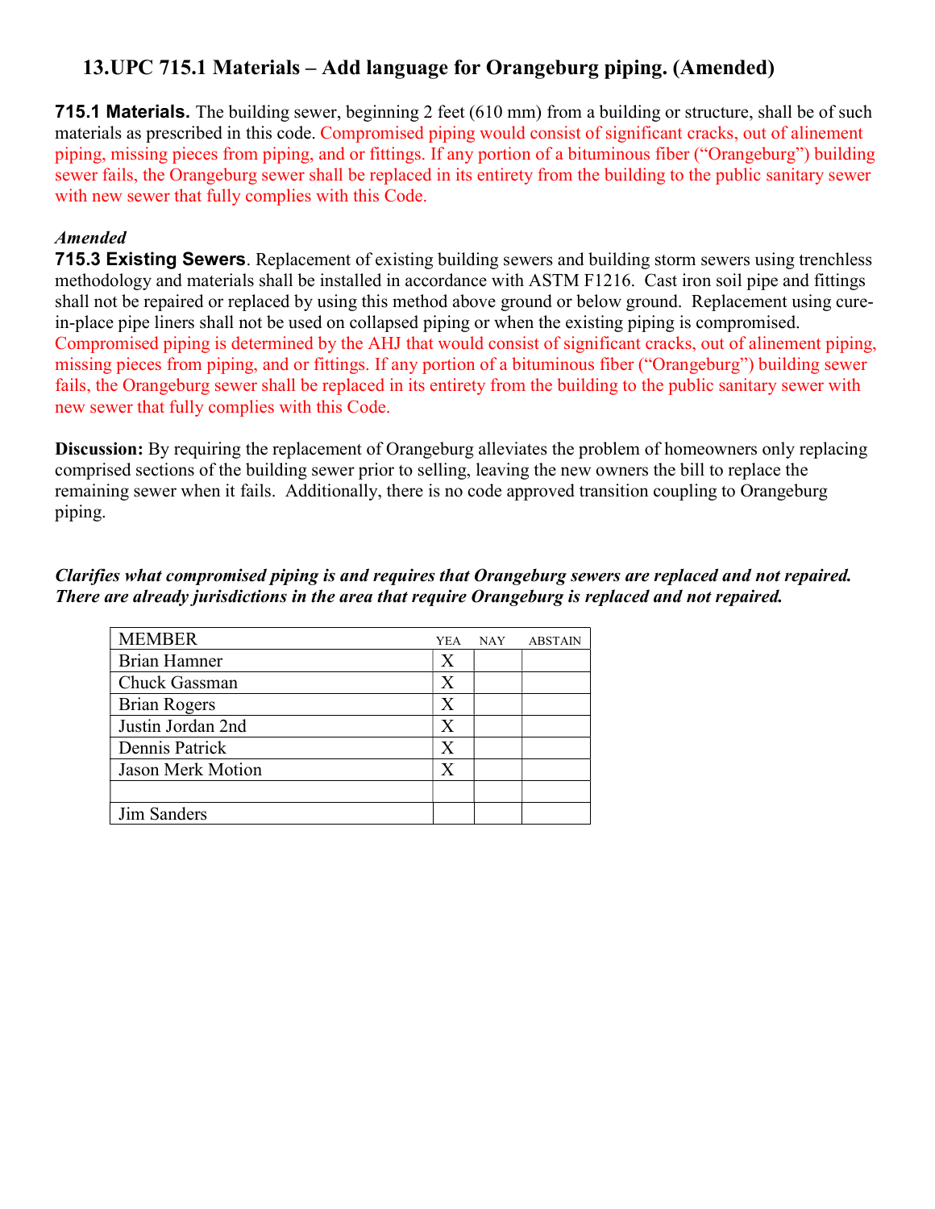## 13.UPC 715.1 Materials – Add language for Orangeburg piping. (Amended)

**715.1 Materials.** The building sewer, beginning 2 feet (610 mm) from a building or structure, shall be of such materials as prescribed in this code. Compromised piping would consist of significant cracks, out of alinement piping, missing pieces from piping, and or fittings. If any portion of a bituminous fiber ("Orangeburg") building sewer fails, the Orangeburg sewer shall be replaced in its entirety from the building to the public sanitary sewer with new sewer that fully complies with this Code.

*Amended*

**715.3 Existing Sewers**. Replacement of existing building sewers and building storm sewers using trenchless methodology and materials shall be installed in accordance with ASTM F1216. Cast iron soil pipe and fittings shall not be repaired or replaced by using this method above ground or below ground. Replacement using cure-in-place pipe liners shall not be used on collapsed piping or when the existing piping is compromised. Compromised piping is determined by the AHJ that would consist of significant cracks, out of alinement piping, missing pieces from piping, and or fittings. If any portion of a bituminous fiber ("Orangeburg") building sewer fails, the Orangeburg sewer shall be replaced in its entirety from the building to the public sanitary sewer with new sewer that fully complies with this Code.

**Discussion:** By requiring the replacement of Orangeburg alleviates the problem of homeowners only replacing comprised sections of the building sewer prior to selling, leaving the new owners the bill to replace the remaining sewer when it fails. Additionally, there is no code approved transition coupling to Orangeburg piping.

***Clarifies what compromised piping is and requires that Orangeburg sewers are replaced and not repaired. There are already jurisdictions in the area that require Orangeburg is replaced and not repaired.***

| MEMBER | YEA | NAY | ABSTAIN |
|---|---|---|---|
| Brian Hamner | X | | |
| Chuck Gassman | X | | |
| Brian Rogers | X | | |
| Justin Jordan 2nd | X | | |
| Dennis Patrick | X | | |
| Jason Merk Motion | X | | |
| | | | |
| Jim Sanders | | | |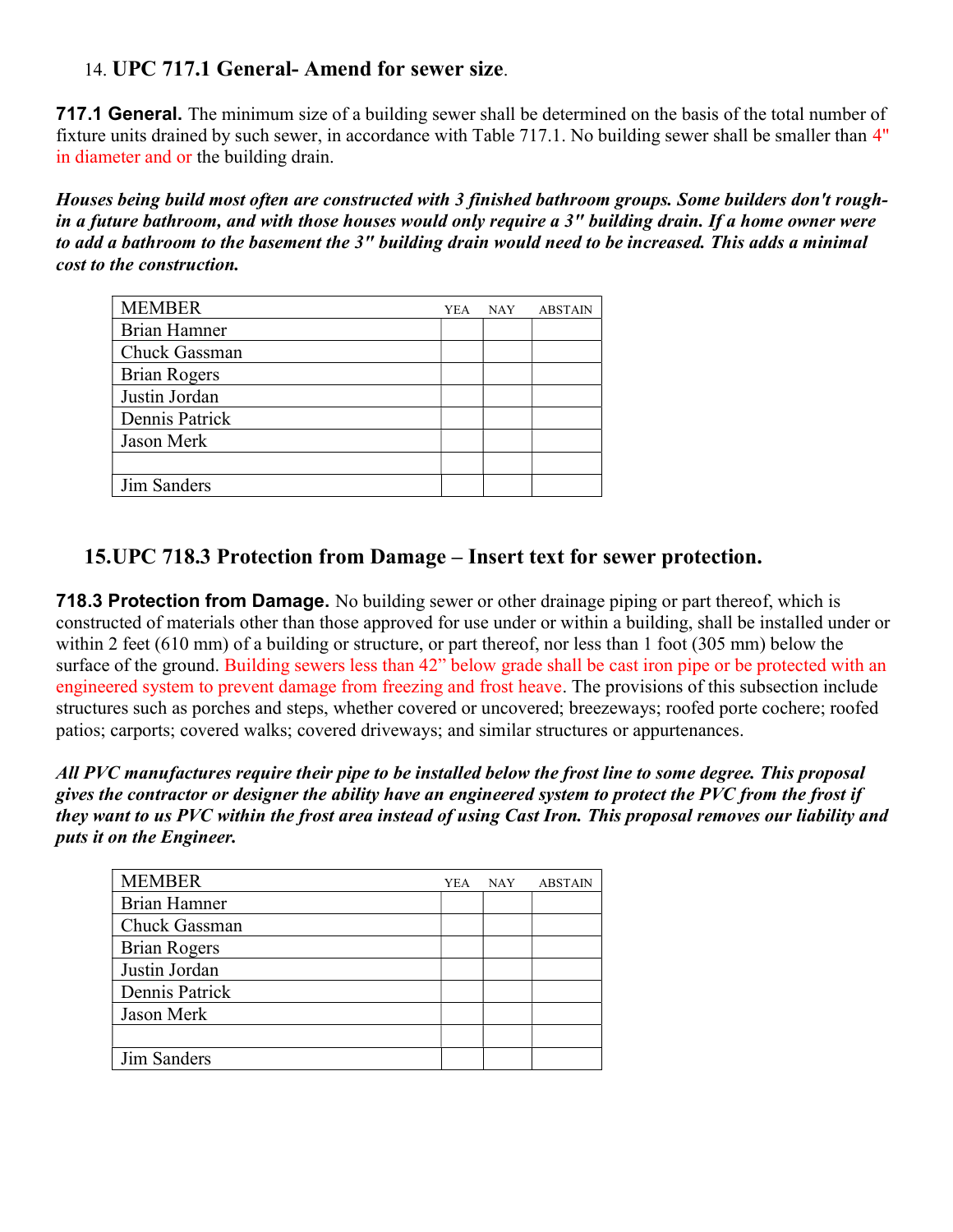## 14. UPC 717.1 General- Amend for sewer size.

**717.1 General.** The minimum size of a building sewer shall be determined on the basis of the total number of fixture units drained by such sewer, in accordance with Table 717.1. No building sewer shall be smaller than 4" in diameter and or the building drain.

***Houses being build most often are constructed with 3 finished bathroom groups. Some builders don't rough-in a future bathroom, and with those houses would only require a 3" building drain. If a home owner were to add a bathroom to the basement the 3" building drain would need to be increased. This adds a minimal cost to the construction.***

| MEMBER | YEA | NAY | ABSTAIN |
|---|---|---|---|
| Brian Hamner | | | |
| Chuck Gassman | | | |
| Brian Rogers | | | |
| Justin Jordan | | | |
| Dennis Patrick | | | |
| Jason Merk | | | |
| | | | |
| Jim Sanders | | | |

## 15. UPC 718.3 Protection from Damage – Insert text for sewer protection.

**718.3 Protection from Damage.** No building sewer or other drainage piping or part thereof, which is constructed of materials other than those approved for use under or within a building, shall be installed under or within 2 feet (610 mm) of a building or structure, or part thereof, nor less than 1 foot (305 mm) below the surface of the ground. Building sewers less than 42" below grade shall be cast iron pipe or be protected with an engineered system to prevent damage from freezing and frost heave. The provisions of this subsection include structures such as porches and steps, whether covered or uncovered; breezeways; roofed porte cochere; roofed patios; carports; covered walks; covered driveways; and similar structures or appurtenances.

***All PVC manufactures require their pipe to be installed below the frost line to some degree. This proposal gives the contractor or designer the ability have an engineered system to protect the PVC from the frost if they want to us PVC within the frost area instead of using Cast Iron. This proposal removes our liability and puts it on the Engineer.***

| MEMBER | YEA | NAY | ABSTAIN |
|---|---|---|---|
| Brian Hamner | | | |
| Chuck Gassman | | | |
| Brian Rogers | | | |
| Justin Jordan | | | |
| Dennis Patrick | | | |
| Jason Merk | | | |
| | | | |
| Jim Sanders | | | |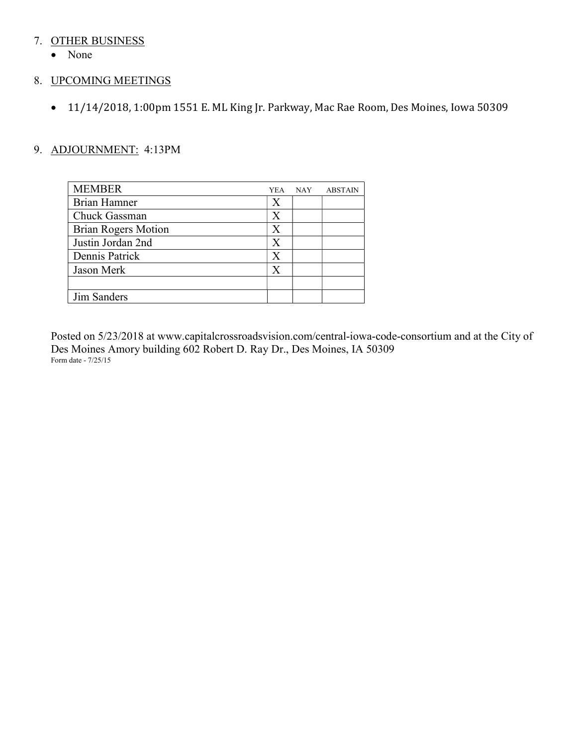7. OTHER BUSINESS
   - None

8. UPCOMING MEETINGS
   - 11/14/2018, 1:00pm 1551 E. ML King Jr. Parkway, Mac Rae Room, Des Moines, Iowa 50309

9. ADJOURNMENT: 4:13PM

| MEMBER | YEA | NAY | ABSTAIN |
|---|---|---|---|
| Brian Hamner | X | | |
| Chuck Gassman | X | | |
| Brian Rogers Motion | X | | |
| Justin Jordan 2nd | X | | |
| Dennis Patrick | X | | |
| Jason Merk | X | | |
| | | | |
| Jim Sanders | | | |

Posted on 5/23/2018 at www.capitalcrossroadsvision.com/central-iowa-code-consortium and at the City of Des Moines Amory building 602 Robert D. Ray Dr., Des Moines, IA 50309

Form date - 7/25/15